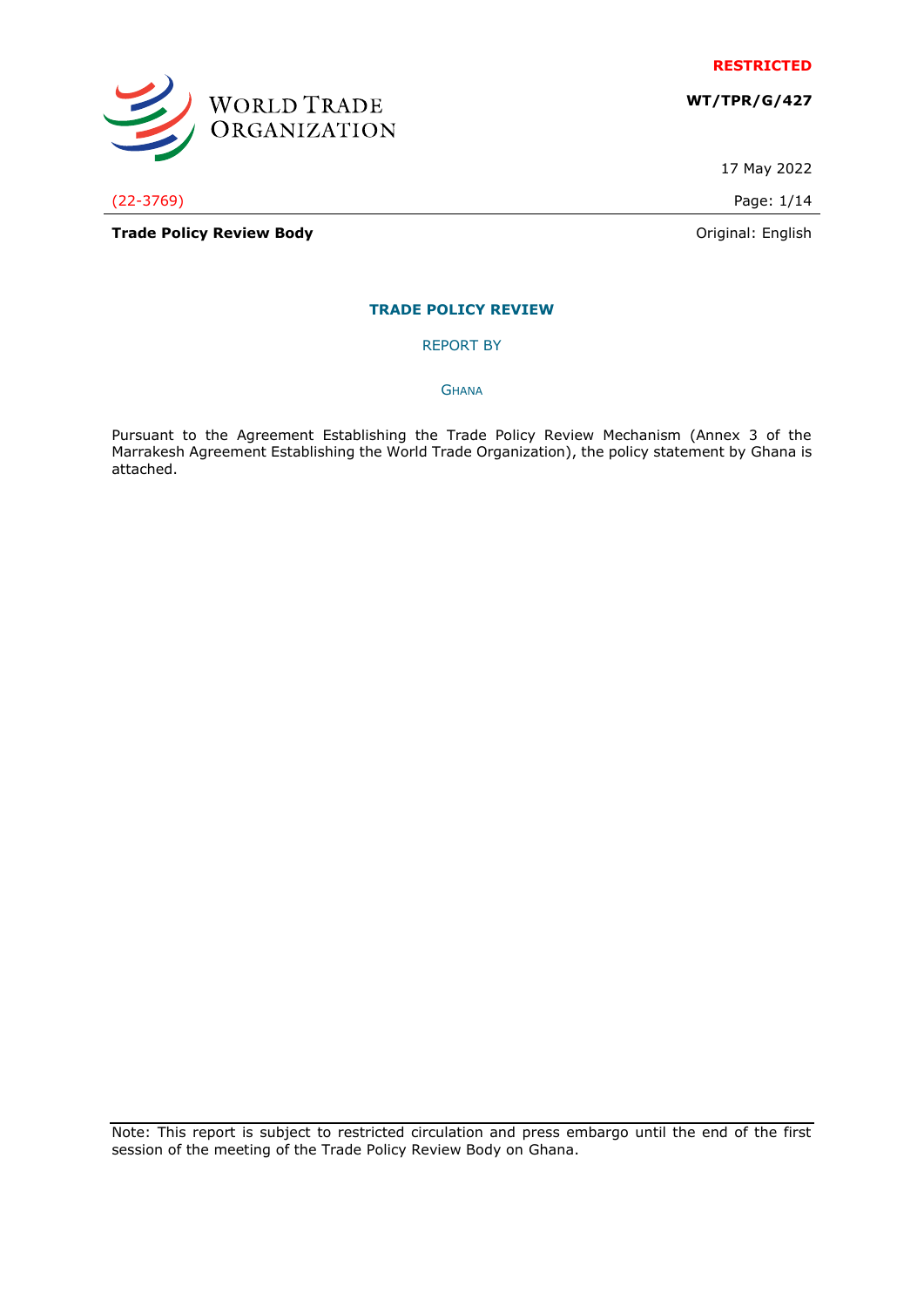**RESTRICTED**

**WT/TPR/G/427**

17 May 2022

(22-3769)

**Trade Policy Review Body**

Original: English

## TRADE POLICY REVIEW

REPORT BY

GHANA

Pursuant to the Agreement Establishing the Trade Policy Review Mechanism (Annex 3 of the Marrakesh Agreement Establishing the World Trade Organization), the policy statement by Ghana is attached.

Note: This report is subject to restricted circulation and press embargo until the end of the first session of the meeting of the Trade Policy Review Body on Ghana.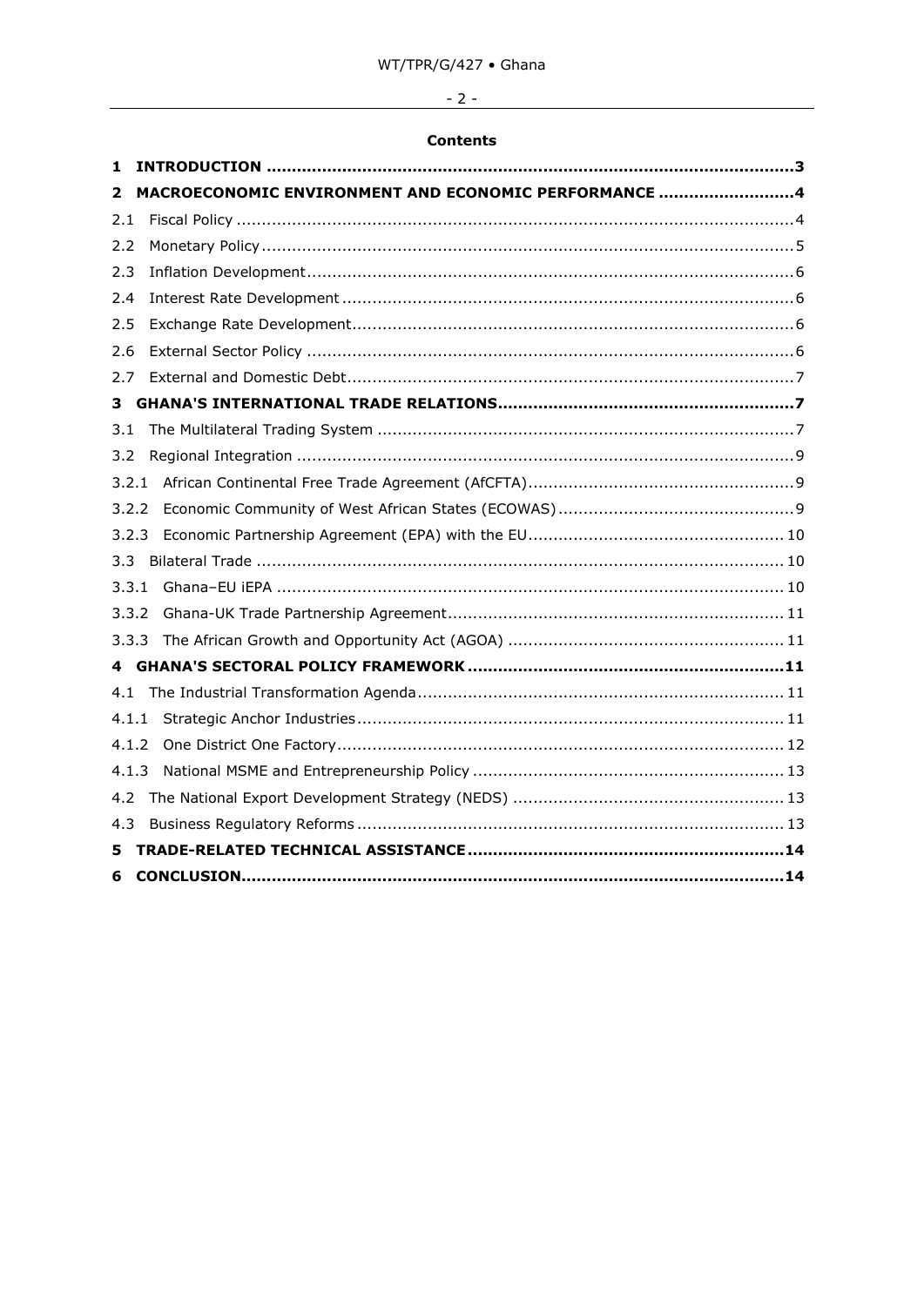**Contents**

1 INTRODUCTION ..........3

2 MACROECONOMIC ENVIRONMENT AND ECONOMIC PERFORMANCE ..........4

2.1 Fiscal Policy ..........4

2.2 Monetary Policy ..........5

2.3 Inflation Development ..........6

2.4 Interest Rate Development ..........6

2.5 Exchange Rate Development ..........6

2.6 External Sector Policy ..........6

2.7 External and Domestic Debt ..........7

3 GHANA'S INTERNATIONAL TRADE RELATIONS ..........7

3.1 The Multilateral Trading System ..........7

3.2 Regional Integration ..........9

3.2.1 African Continental Free Trade Agreement (AfCFTA) ..........9

3.2.2 Economic Community of West African States (ECOWAS) ..........9

3.2.3 Economic Partnership Agreement (EPA) with the EU ..........10

3.3 Bilateral Trade ..........10

3.3.1 Ghana–EU iEPA ..........10

3.3.2 Ghana-UK Trade Partnership Agreement ..........11

3.3.3 The African Growth and Opportunity Act (AGOA) ..........11

4 GHANA'S SECTORAL POLICY FRAMEWORK ..........11

4.1 The Industrial Transformation Agenda ..........11

4.1.1 Strategic Anchor Industries ..........11

4.1.2 One District One Factory ..........12

4.1.3 National MSME and Entrepreneurship Policy ..........13

4.2 The National Export Development Strategy (NEDS) ..........13

4.3 Business Regulatory Reforms ..........13

5 TRADE-RELATED TECHNICAL ASSISTANCE ..........14

6 CONCLUSION ..........14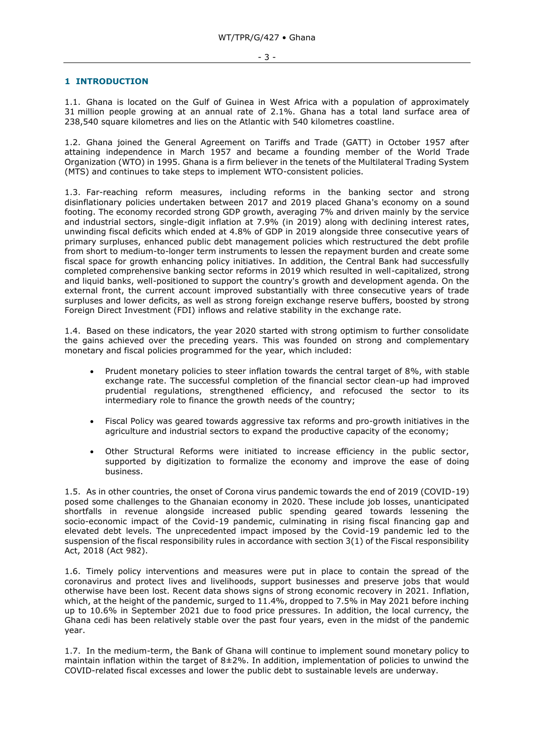## 1 INTRODUCTION

1.1. Ghana is located on the Gulf of Guinea in West Africa with a population of approximately 31 million people growing at an annual rate of 2.1%. Ghana has a total land surface area of 238,540 square kilometres and lies on the Atlantic with 540 kilometres coastline.

1.2. Ghana joined the General Agreement on Tariffs and Trade (GATT) in October 1957 after attaining independence in March 1957 and became a founding member of the World Trade Organization (WTO) in 1995. Ghana is a firm believer in the tenets of the Multilateral Trading System (MTS) and continues to take steps to implement WTO-consistent policies.

1.3. Far-reaching reform measures, including reforms in the banking sector and strong disinflationary policies undertaken between 2017 and 2019 placed Ghana's economy on a sound footing. The economy recorded strong GDP growth, averaging 7% and driven mainly by the service and industrial sectors, single-digit inflation at 7.9% (in 2019) along with declining interest rates, unwinding fiscal deficits which ended at 4.8% of GDP in 2019 alongside three consecutive years of primary surpluses, enhanced public debt management policies which restructured the debt profile from short to medium-to-longer term instruments to lessen the repayment burden and create some fiscal space for growth enhancing policy initiatives. In addition, the Central Bank had successfully completed comprehensive banking sector reforms in 2019 which resulted in well-capitalized, strong and liquid banks, well-positioned to support the country's growth and development agenda. On the external front, the current account improved substantially with three consecutive years of trade surpluses and lower deficits, as well as strong foreign exchange reserve buffers, boosted by strong Foreign Direct Investment (FDI) inflows and relative stability in the exchange rate.

1.4. Based on these indicators, the year 2020 started with strong optimism to further consolidate the gains achieved over the preceding years. This was founded on strong and complementary monetary and fiscal policies programmed for the year, which included:

- Prudent monetary policies to steer inflation towards the central target of 8%, with stable exchange rate. The successful completion of the financial sector clean-up had improved prudential regulations, strengthened efficiency, and refocused the sector to its intermediary role to finance the growth needs of the country;
- Fiscal Policy was geared towards aggressive tax reforms and pro-growth initiatives in the agriculture and industrial sectors to expand the productive capacity of the economy;
- Other Structural Reforms were initiated to increase efficiency in the public sector, supported by digitization to formalize the economy and improve the ease of doing business.

1.5. As in other countries, the onset of Corona virus pandemic towards the end of 2019 (COVID-19) posed some challenges to the Ghanaian economy in 2020. These include job losses, unanticipated shortfalls in revenue alongside increased public spending geared towards lessening the socio-economic impact of the Covid-19 pandemic, culminating in rising fiscal financing gap and elevated debt levels. The unprecedented impact imposed by the Covid-19 pandemic led to the suspension of the fiscal responsibility rules in accordance with section 3(1) of the Fiscal responsibility Act, 2018 (Act 982).

1.6. Timely policy interventions and measures were put in place to contain the spread of the coronavirus and protect lives and livelihoods, support businesses and preserve jobs that would otherwise have been lost. Recent data shows signs of strong economic recovery in 2021. Inflation, which, at the height of the pandemic, surged to 11.4%, dropped to 7.5% in May 2021 before inching up to 10.6% in September 2021 due to food price pressures. In addition, the local currency, the Ghana cedi has been relatively stable over the past four years, even in the midst of the pandemic year.

1.7. In the medium-term, the Bank of Ghana will continue to implement sound monetary policy to maintain inflation within the target of 8±2%. In addition, implementation of policies to unwind the COVID-related fiscal excesses and lower the public debt to sustainable levels are underway.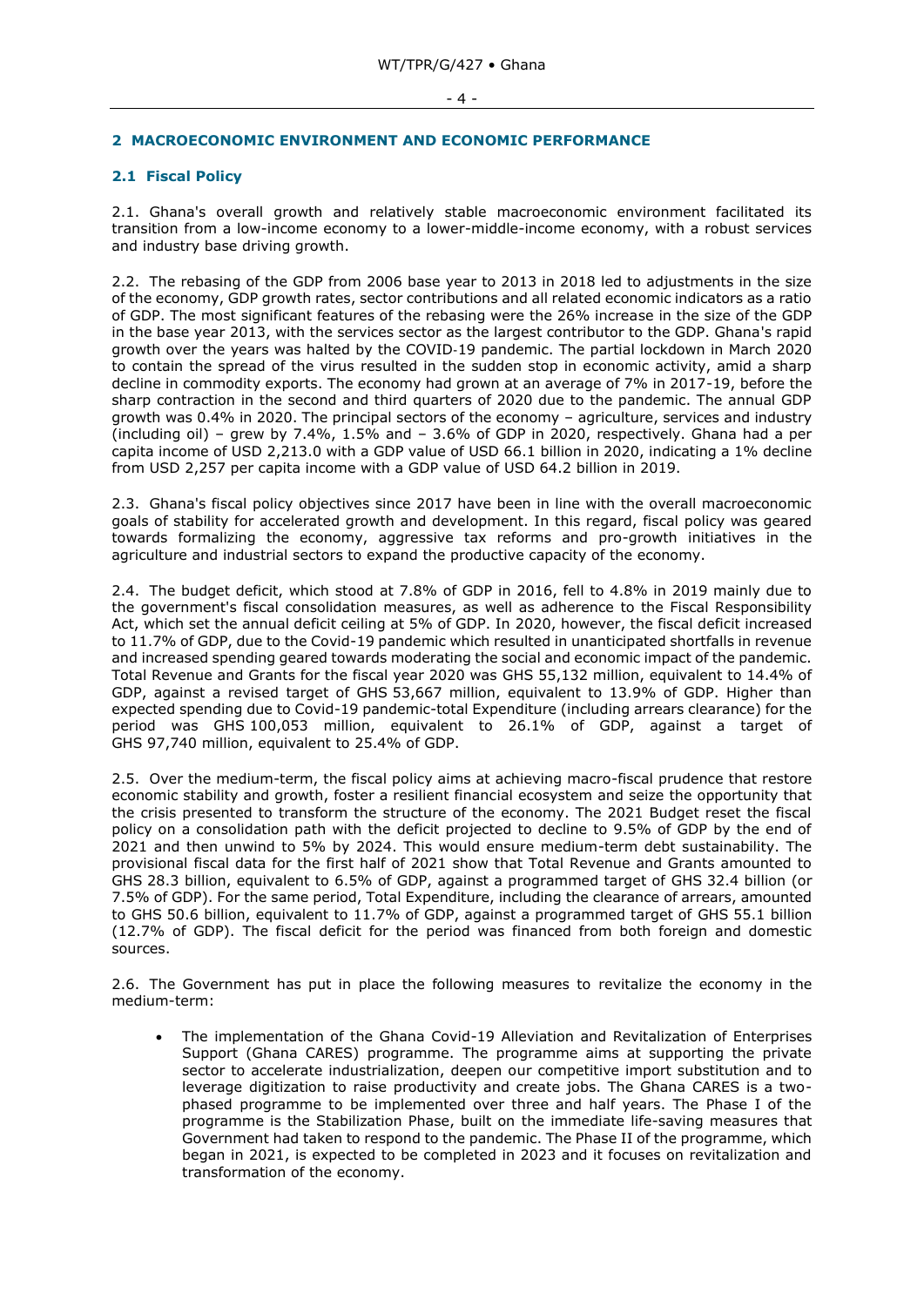## 2 MACROECONOMIC ENVIRONMENT AND ECONOMIC PERFORMANCE

### 2.1 Fiscal Policy

2.1. Ghana's overall growth and relatively stable macroeconomic environment facilitated its transition from a low-income economy to a lower-middle-income economy, with a robust services and industry base driving growth.

2.2. The rebasing of the GDP from 2006 base year to 2013 in 2018 led to adjustments in the size of the economy, GDP growth rates, sector contributions and all related economic indicators as a ratio of GDP. The most significant features of the rebasing were the 26% increase in the size of the GDP in the base year 2013, with the services sector as the largest contributor to the GDP. Ghana's rapid growth over the years was halted by the COVID-19 pandemic. The partial lockdown in March 2020 to contain the spread of the virus resulted in the sudden stop in economic activity, amid a sharp decline in commodity exports. The economy had grown at an average of 7% in 2017-19, before the sharp contraction in the second and third quarters of 2020 due to the pandemic. The annual GDP growth was 0.4% in 2020. The principal sectors of the economy – agriculture, services and industry (including oil) – grew by 7.4%, 1.5% and – 3.6% of GDP in 2020, respectively. Ghana had a per capita income of USD 2,213.0 with a GDP value of USD 66.1 billion in 2020, indicating a 1% decline from USD 2,257 per capita income with a GDP value of USD 64.2 billion in 2019.

2.3. Ghana's fiscal policy objectives since 2017 have been in line with the overall macroeconomic goals of stability for accelerated growth and development. In this regard, fiscal policy was geared towards formalizing the economy, aggressive tax reforms and pro-growth initiatives in the agriculture and industrial sectors to expand the productive capacity of the economy.

2.4. The budget deficit, which stood at 7.8% of GDP in 2016, fell to 4.8% in 2019 mainly due to the government's fiscal consolidation measures, as well as adherence to the Fiscal Responsibility Act, which set the annual deficit ceiling at 5% of GDP. In 2020, however, the fiscal deficit increased to 11.7% of GDP, due to the Covid-19 pandemic which resulted in unanticipated shortfalls in revenue and increased spending geared towards moderating the social and economic impact of the pandemic. Total Revenue and Grants for the fiscal year 2020 was GHS 55,132 million, equivalent to 14.4% of GDP, against a revised target of GHS 53,667 million, equivalent to 13.9% of GDP. Higher than expected spending due to Covid-19 pandemic-total Expenditure (including arrears clearance) for the period was GHS 100,053 million, equivalent to 26.1% of GDP, against a target of GHS 97,740 million, equivalent to 25.4% of GDP.

2.5. Over the medium-term, the fiscal policy aims at achieving macro-fiscal prudence that restore economic stability and growth, foster a resilient financial ecosystem and seize the opportunity that the crisis presented to transform the structure of the economy. The 2021 Budget reset the fiscal policy on a consolidation path with the deficit projected to decline to 9.5% of GDP by the end of 2021 and then unwind to 5% by 2024. This would ensure medium-term debt sustainability. The provisional fiscal data for the first half of 2021 show that Total Revenue and Grants amounted to GHS 28.3 billion, equivalent to 6.5% of GDP, against a programmed target of GHS 32.4 billion (or 7.5% of GDP). For the same period, Total Expenditure, including the clearance of arrears, amounted to GHS 50.6 billion, equivalent to 11.7% of GDP, against a programmed target of GHS 55.1 billion (12.7% of GDP). The fiscal deficit for the period was financed from both foreign and domestic sources.

2.6. The Government has put in place the following measures to revitalize the economy in the medium-term:

- The implementation of the Ghana Covid-19 Alleviation and Revitalization of Enterprises Support (Ghana CARES) programme. The programme aims at supporting the private sector to accelerate industrialization, deepen our competitive import substitution and to leverage digitization to raise productivity and create jobs. The Ghana CARES is a two-phased programme to be implemented over three and half years. The Phase I of the programme is the Stabilization Phase, built on the immediate life-saving measures that Government had taken to respond to the pandemic. The Phase II of the programme, which began in 2021, is expected to be completed in 2023 and it focuses on revitalization and transformation of the economy.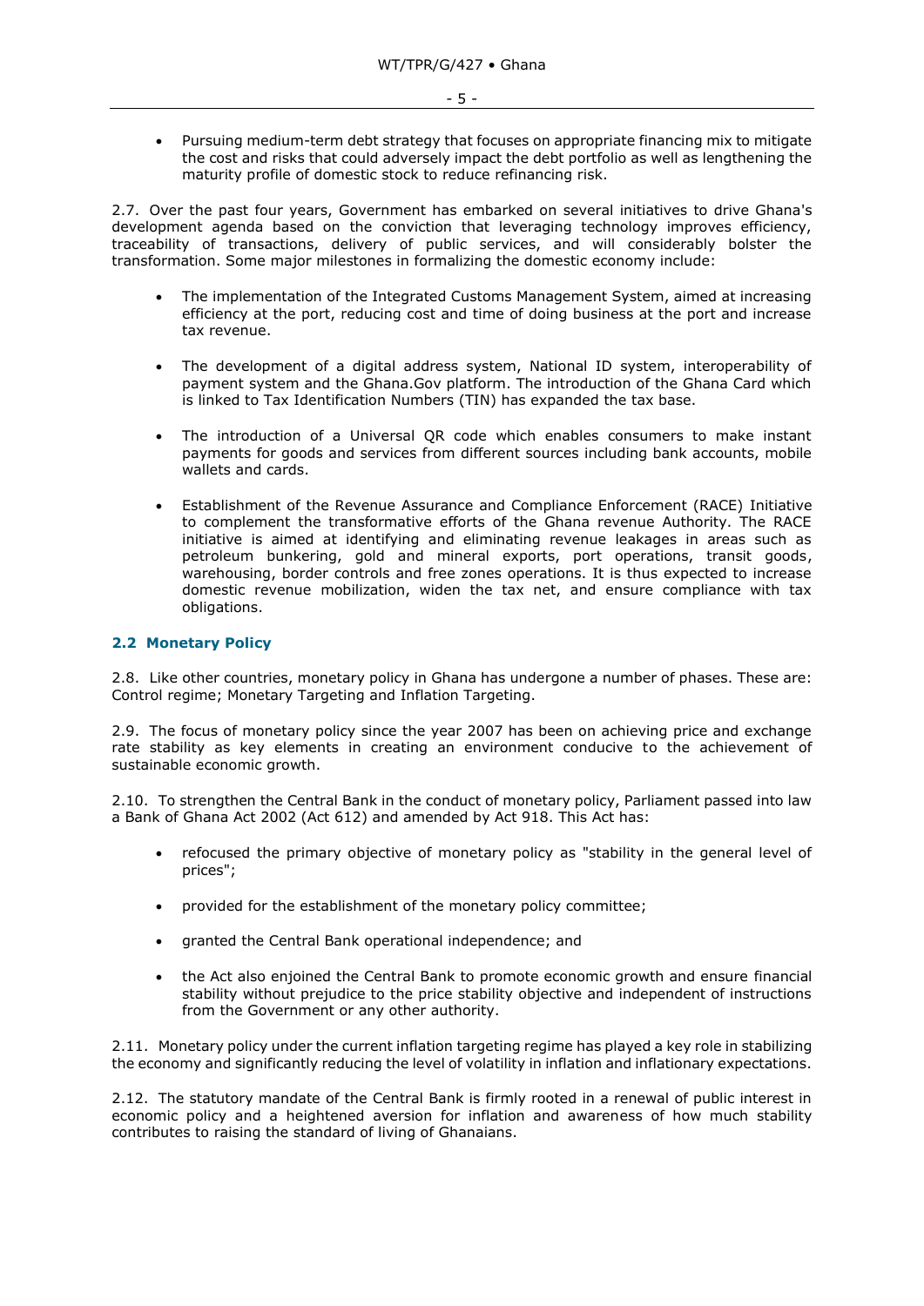- Pursuing medium-term debt strategy that focuses on appropriate financing mix to mitigate the cost and risks that could adversely impact the debt portfolio as well as lengthening the maturity profile of domestic stock to reduce refinancing risk.

2.7. Over the past four years, Government has embarked on several initiatives to drive Ghana's development agenda based on the conviction that leveraging technology improves efficiency, traceability of transactions, delivery of public services, and will considerably bolster the transformation. Some major milestones in formalizing the domestic economy include:

- The implementation of the Integrated Customs Management System, aimed at increasing efficiency at the port, reducing cost and time of doing business at the port and increase tax revenue.

- The development of a digital address system, National ID system, interoperability of payment system and the Ghana.Gov platform. The introduction of the Ghana Card which is linked to Tax Identification Numbers (TIN) has expanded the tax base.

- The introduction of a Universal QR code which enables consumers to make instant payments for goods and services from different sources including bank accounts, mobile wallets and cards.

- Establishment of the Revenue Assurance and Compliance Enforcement (RACE) Initiative to complement the transformative efforts of the Ghana revenue Authority. The RACE initiative is aimed at identifying and eliminating revenue leakages in areas such as petroleum bunkering, gold and mineral exports, port operations, transit goods, warehousing, border controls and free zones operations. It is thus expected to increase domestic revenue mobilization, widen the tax net, and ensure compliance with tax obligations.

## 2.2 Monetary Policy

2.8. Like other countries, monetary policy in Ghana has undergone a number of phases. These are: Control regime; Monetary Targeting and Inflation Targeting.

2.9. The focus of monetary policy since the year 2007 has been on achieving price and exchange rate stability as key elements in creating an environment conducive to the achievement of sustainable economic growth.

2.10. To strengthen the Central Bank in the conduct of monetary policy, Parliament passed into law a Bank of Ghana Act 2002 (Act 612) and amended by Act 918. This Act has:

- refocused the primary objective of monetary policy as "stability in the general level of prices";

- provided for the establishment of the monetary policy committee;

- granted the Central Bank operational independence; and

- the Act also enjoined the Central Bank to promote economic growth and ensure financial stability without prejudice to the price stability objective and independent of instructions from the Government or any other authority.

2.11. Monetary policy under the current inflation targeting regime has played a key role in stabilizing the economy and significantly reducing the level of volatility in inflation and inflationary expectations.

2.12. The statutory mandate of the Central Bank is firmly rooted in a renewal of public interest in economic policy and a heightened aversion for inflation and awareness of how much stability contributes to raising the standard of living of Ghanaians.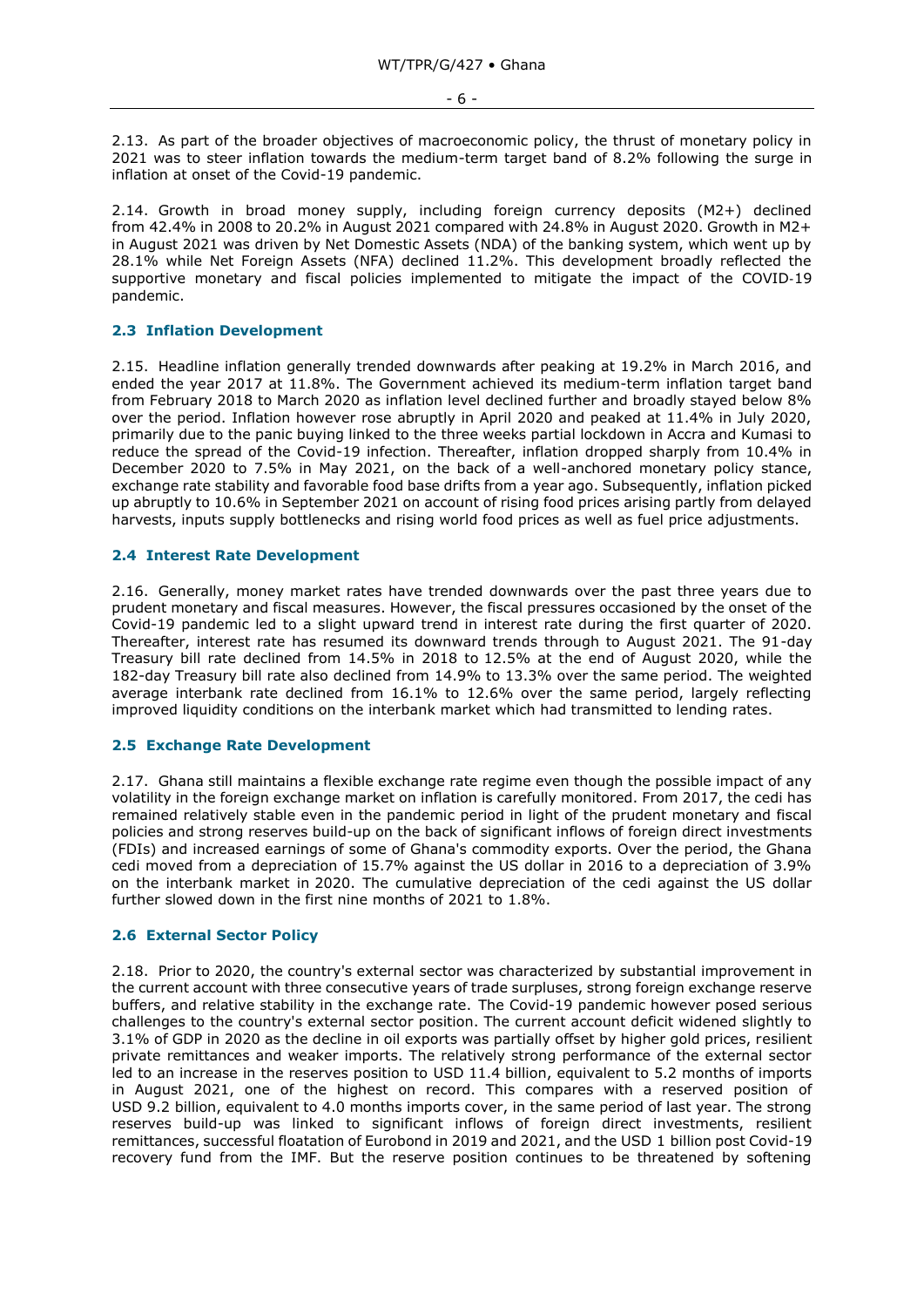2.13. As part of the broader objectives of macroeconomic policy, the thrust of monetary policy in 2021 was to steer inflation towards the medium-term target band of 8.2% following the surge in inflation at onset of the Covid-19 pandemic.

2.14. Growth in broad money supply, including foreign currency deposits (M2+) declined from 42.4% in 2008 to 20.2% in August 2021 compared with 24.8% in August 2020. Growth in M2+ in August 2021 was driven by Net Domestic Assets (NDA) of the banking system, which went up by 28.1% while Net Foreign Assets (NFA) declined 11.2%. This development broadly reflected the supportive monetary and fiscal policies implemented to mitigate the impact of the COVID-19 pandemic.

### 2.3 Inflation Development

2.15. Headline inflation generally trended downwards after peaking at 19.2% in March 2016, and ended the year 2017 at 11.8%. The Government achieved its medium-term inflation target band from February 2018 to March 2020 as inflation level declined further and broadly stayed below 8% over the period. Inflation however rose abruptly in April 2020 and peaked at 11.4% in July 2020, primarily due to the panic buying linked to the three weeks partial lockdown in Accra and Kumasi to reduce the spread of the Covid-19 infection. Thereafter, inflation dropped sharply from 10.4% in December 2020 to 7.5% in May 2021, on the back of a well-anchored monetary policy stance, exchange rate stability and favorable food base drifts from a year ago. Subsequently, inflation picked up abruptly to 10.6% in September 2021 on account of rising food prices arising partly from delayed harvests, inputs supply bottlenecks and rising world food prices as well as fuel price adjustments.

### 2.4 Interest Rate Development

2.16. Generally, money market rates have trended downwards over the past three years due to prudent monetary and fiscal measures. However, the fiscal pressures occasioned by the onset of the Covid-19 pandemic led to a slight upward trend in interest rate during the first quarter of 2020. Thereafter, interest rate has resumed its downward trends through to August 2021. The 91-day Treasury bill rate declined from 14.5% in 2018 to 12.5% at the end of August 2020, while the 182-day Treasury bill rate also declined from 14.9% to 13.3% over the same period. The weighted average interbank rate declined from 16.1% to 12.6% over the same period, largely reflecting improved liquidity conditions on the interbank market which had transmitted to lending rates.

### 2.5 Exchange Rate Development

2.17. Ghana still maintains a flexible exchange rate regime even though the possible impact of any volatility in the foreign exchange market on inflation is carefully monitored. From 2017, the cedi has remained relatively stable even in the pandemic period in light of the prudent monetary and fiscal policies and strong reserves build-up on the back of significant inflows of foreign direct investments (FDIs) and increased earnings of some of Ghana's commodity exports. Over the period, the Ghana cedi moved from a depreciation of 15.7% against the US dollar in 2016 to a depreciation of 3.9% on the interbank market in 2020. The cumulative depreciation of the cedi against the US dollar further slowed down in the first nine months of 2021 to 1.8%.

### 2.6 External Sector Policy

2.18. Prior to 2020, the country's external sector was characterized by substantial improvement in the current account with three consecutive years of trade surpluses, strong foreign exchange reserve buffers, and relative stability in the exchange rate. The Covid-19 pandemic however posed serious challenges to the country's external sector position. The current account deficit widened slightly to 3.1% of GDP in 2020 as the decline in oil exports was partially offset by higher gold prices, resilient private remittances and weaker imports. The relatively strong performance of the external sector led to an increase in the reserves position to USD 11.4 billion, equivalent to 5.2 months of imports in August 2021, one of the highest on record. This compares with a reserved position of USD 9.2 billion, equivalent to 4.0 months imports cover, in the same period of last year. The strong reserves build-up was linked to significant inflows of foreign direct investments, resilient remittances, successful floatation of Eurobond in 2019 and 2021, and the USD 1 billion post Covid-19 recovery fund from the IMF. But the reserve position continues to be threatened by softening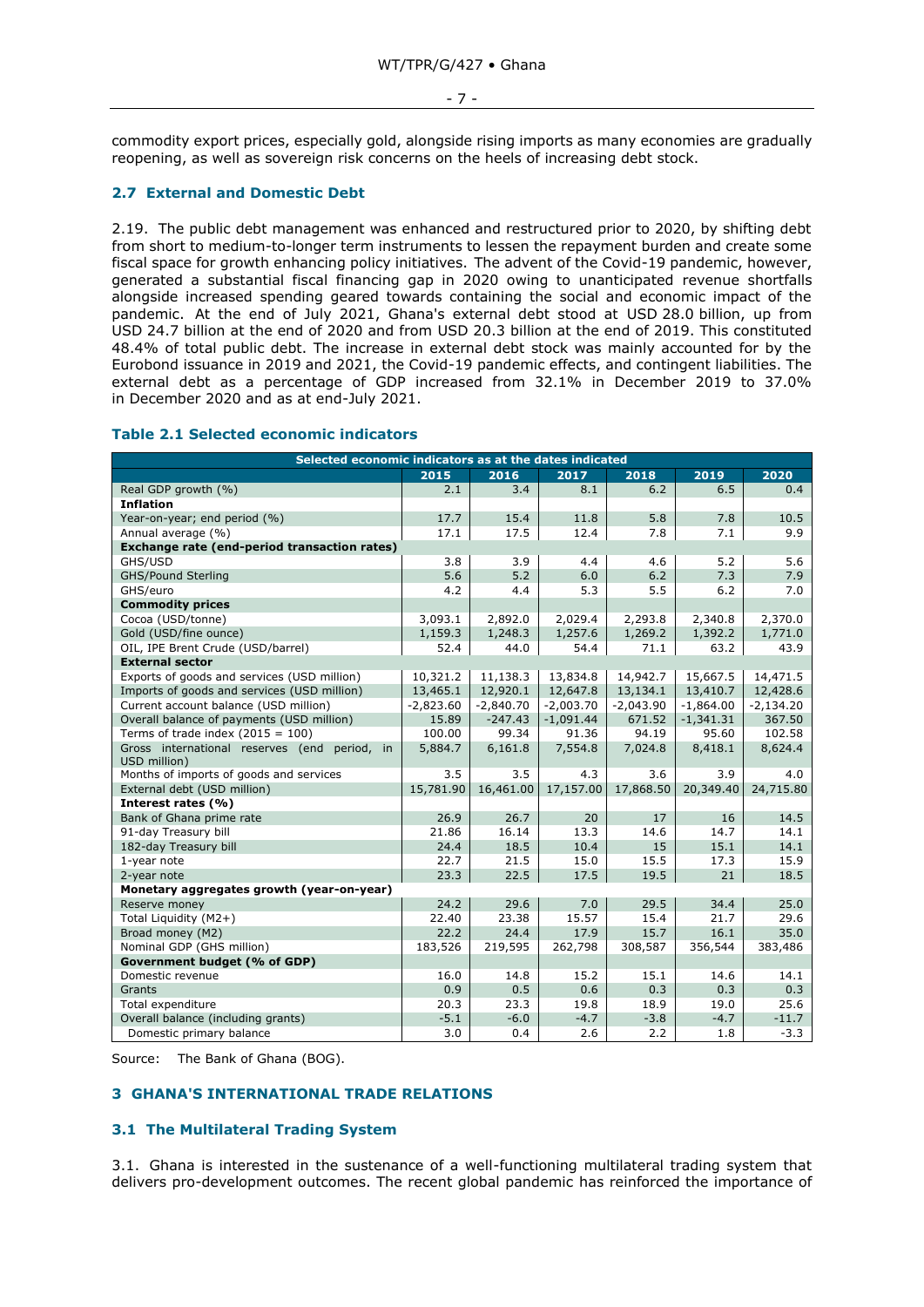commodity export prices, especially gold, alongside rising imports as many economies are gradually reopening, as well as sovereign risk concerns on the heels of increasing debt stock.

## 2.7 External and Domestic Debt

2.19. The public debt management was enhanced and restructured prior to 2020, by shifting debt from short to medium-to-longer term instruments to lessen the repayment burden and create some fiscal space for growth enhancing policy initiatives. The advent of the Covid-19 pandemic, however, generated a substantial fiscal financing gap in 2020 owing to unanticipated revenue shortfalls alongside increased spending geared towards containing the social and economic impact of the pandemic. At the end of July 2021, Ghana's external debt stood at USD 28.0 billion, up from USD 24.7 billion at the end of 2020 and from USD 20.3 billion at the end of 2019. This constituted 48.4% of total public debt. The increase in external debt stock was mainly accounted for by the Eurobond issuance in 2019 and 2021, the Covid-19 pandemic effects, and contingent liabilities. The external debt as a percentage of GDP increased from 32.1% in December 2019 to 37.0% in December 2020 and as at end-July 2021.

### Table 2.1 Selected economic indicators

| Selected economic indicators as at the dates indicated | | | | | | |
|---|---|---|---|---|---|---|
| | **2015** | **2016** | **2017** | **2018** | **2019** | **2020** |
| Real GDP growth (%) | 2.1 | 3.4 | 8.1 | 6.2 | 6.5 | 0.4 |
| **Inflation** | | | | | | |
| Year-on-year; end period (%) | 17.7 | 15.4 | 11.8 | 5.8 | 7.8 | 10.5 |
| Annual average (%) | 17.1 | 17.5 | 12.4 | 7.8 | 7.1 | 9.9 |
| **Exchange rate (end-period transaction rates)** | | | | | | |
| GHS/USD | 3.8 | 3.9 | 4.4 | 4.6 | 5.2 | 5.6 |
| GHS/Pound Sterling | 5.6 | 5.2 | 6.0 | 6.2 | 7.3 | 7.9 |
| GHS/euro | 4.2 | 4.4 | 5.3 | 5.5 | 6.2 | 7.0 |
| **Commodity prices** | | | | | | |
| Cocoa (USD/tonne) | 3,093.1 | 2,892.0 | 2,029.4 | 2,293.8 | 2,340.8 | 2,370.0 |
| Gold (USD/fine ounce) | 1,159.3 | 1,248.3 | 1,257.6 | 1,269.2 | 1,392.2 | 1,771.0 |
| OIL, IPE Brent Crude (USD/barrel) | 52.4 | 44.0 | 54.4 | 71.1 | 63.2 | 43.9 |
| **External sector** | | | | | | |
| Exports of goods and services (USD million) | 10,321.2 | 11,138.3 | 13,834.8 | 14,942.7 | 15,667.5 | 14,471.5 |
| Imports of goods and services (USD million) | 13,465.1 | 12,920.1 | 12,647.8 | 13,134.1 | 13,410.7 | 12,428.6 |
| Current account balance (USD million) | -2,823.60 | -2,840.70 | -2,003.70 | -2,043.90 | -1,864.00 | -2,134.20 |
| Overall balance of payments (USD million) | 15.89 | -247.43 | -1,091.44 | 671.52 | -1,341.31 | 367.50 |
| Terms of trade index (2015 = 100) | 100.00 | 99.34 | 91.36 | 94.19 | 95.60 | 102.58 |
| Gross international reserves (end period, in USD million) | 5,884.7 | 6,161.8 | 7,554.8 | 7,024.8 | 8,418.1 | 8,624.4 |
| Months of imports of goods and services | 3.5 | 3.5 | 4.3 | 3.6 | 3.9 | 4.0 |
| External debt (USD million) | 15,781.90 | 16,461.00 | 17,157.00 | 17,868.50 | 20,349.40 | 24,715.80 |
| **Interest rates (%)** | | | | | | |
| Bank of Ghana prime rate | 26.9 | 26.7 | 20 | 17 | 16 | 14.5 |
| 91-day Treasury bill | 21.86 | 16.14 | 13.3 | 14.6 | 14.7 | 14.1 |
| 182-day Treasury bill | 24.4 | 18.5 | 10.4 | 15 | 15.1 | 14.1 |
| 1-year note | 22.7 | 21.5 | 15.0 | 15.5 | 17.3 | 15.9 |
| 2-year note | 23.3 | 22.5 | 17.5 | 19.5 | 21 | 18.5 |
| **Monetary aggregates growth (year-on-year)** | | | | | | |
| Reserve money | 24.2 | 29.6 | 7.0 | 29.5 | 34.4 | 25.0 |
| Total Liquidity (M2+) | 22.40 | 23.38 | 15.57 | 15.4 | 21.7 | 29.6 |
| Broad money (M2) | 22.2 | 24.4 | 17.9 | 15.7 | 16.1 | 35.0 |
| Nominal GDP (GHS million) | 183,526 | 219,595 | 262,798 | 308,587 | 356,544 | 383,486 |
| **Government budget (% of GDP)** | | | | | | |
| Domestic revenue | 16.0 | 14.8 | 15.2 | 15.1 | 14.6 | 14.1 |
| Grants | 0.9 | 0.5 | 0.6 | 0.3 | 0.3 | 0.3 |
| Total expenditure | 20.3 | 23.3 | 19.8 | 18.9 | 19.0 | 25.6 |
| Overall balance (including grants) | -5.1 | -6.0 | -4.7 | -3.8 | -4.7 | -11.7 |
| Domestic primary balance | 3.0 | 0.4 | 2.6 | 2.2 | 1.8 | -3.3 |

Source: The Bank of Ghana (BOG).

# 3 GHANA'S INTERNATIONAL TRADE RELATIONS

## 3.1 The Multilateral Trading System

3.1. Ghana is interested in the sustenance of a well-functioning multilateral trading system that delivers pro-development outcomes. The recent global pandemic has reinforced the importance of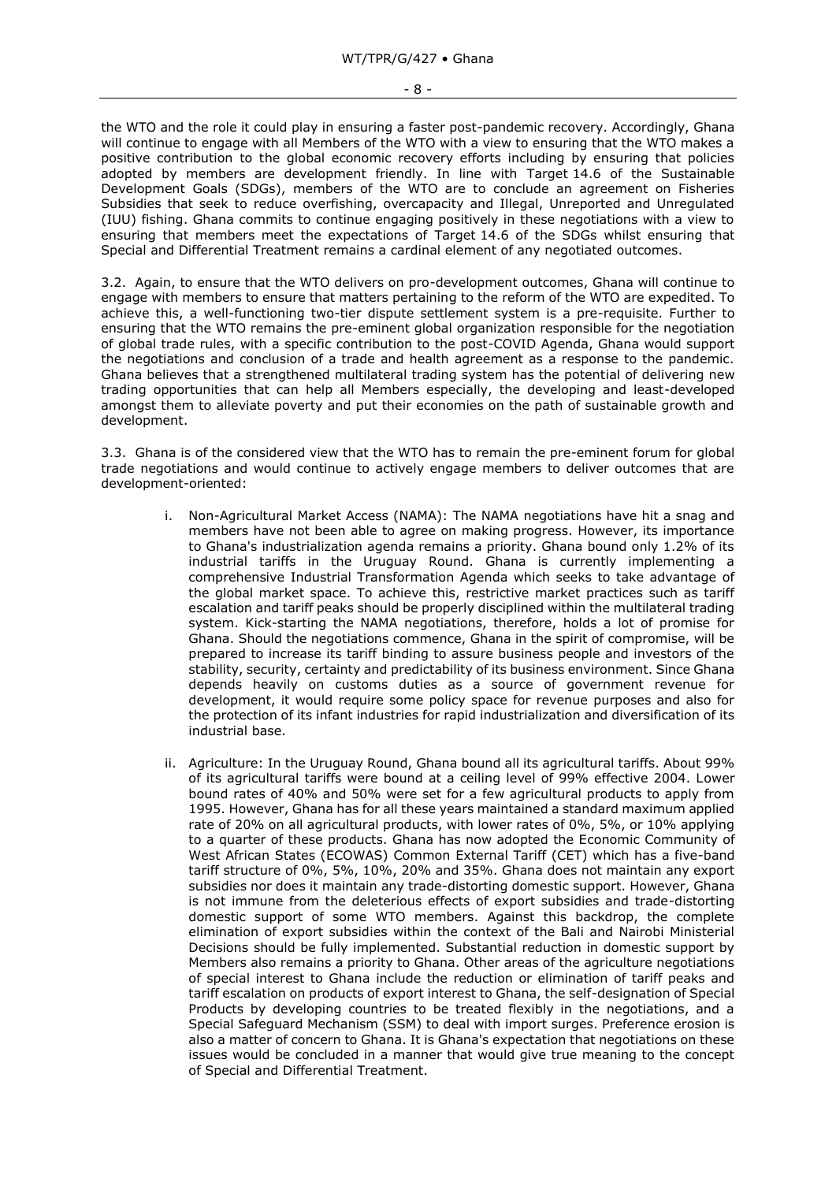the WTO and the role it could play in ensuring a faster post-pandemic recovery. Accordingly, Ghana will continue to engage with all Members of the WTO with a view to ensuring that the WTO makes a positive contribution to the global economic recovery efforts including by ensuring that policies adopted by members are development friendly. In line with Target 14.6 of the Sustainable Development Goals (SDGs), members of the WTO are to conclude an agreement on Fisheries Subsidies that seek to reduce overfishing, overcapacity and Illegal, Unreported and Unregulated (IUU) fishing. Ghana commits to continue engaging positively in these negotiations with a view to ensuring that members meet the expectations of Target 14.6 of the SDGs whilst ensuring that Special and Differential Treatment remains a cardinal element of any negotiated outcomes.

3.2. Again, to ensure that the WTO delivers on pro-development outcomes, Ghana will continue to engage with members to ensure that matters pertaining to the reform of the WTO are expedited. To achieve this, a well-functioning two-tier dispute settlement system is a pre-requisite. Further to ensuring that the WTO remains the pre-eminent global organization responsible for the negotiation of global trade rules, with a specific contribution to the post-COVID Agenda, Ghana would support the negotiations and conclusion of a trade and health agreement as a response to the pandemic. Ghana believes that a strengthened multilateral trading system has the potential of delivering new trading opportunities that can help all Members especially, the developing and least-developed amongst them to alleviate poverty and put their economies on the path of sustainable growth and development.

3.3. Ghana is of the considered view that the WTO has to remain the pre-eminent forum for global trade negotiations and would continue to actively engage members to deliver outcomes that are development-oriented:

i. Non-Agricultural Market Access (NAMA): The NAMA negotiations have hit a snag and members have not been able to agree on making progress. However, its importance to Ghana's industrialization agenda remains a priority. Ghana bound only 1.2% of its industrial tariffs in the Uruguay Round. Ghana is currently implementing a comprehensive Industrial Transformation Agenda which seeks to take advantage of the global market space. To achieve this, restrictive market practices such as tariff escalation and tariff peaks should be properly disciplined within the multilateral trading system. Kick-starting the NAMA negotiations, therefore, holds a lot of promise for Ghana. Should the negotiations commence, Ghana in the spirit of compromise, will be prepared to increase its tariff binding to assure business people and investors of the stability, security, certainty and predictability of its business environment. Since Ghana depends heavily on customs duties as a source of government revenue for development, it would require some policy space for revenue purposes and also for the protection of its infant industries for rapid industrialization and diversification of its industrial base.

ii. Agriculture: In the Uruguay Round, Ghana bound all its agricultural tariffs. About 99% of its agricultural tariffs were bound at a ceiling level of 99% effective 2004. Lower bound rates of 40% and 50% were set for a few agricultural products to apply from 1995. However, Ghana has for all these years maintained a standard maximum applied rate of 20% on all agricultural products, with lower rates of 0%, 5%, or 10% applying to a quarter of these products. Ghana has now adopted the Economic Community of West African States (ECOWAS) Common External Tariff (CET) which has a five-band tariff structure of 0%, 5%, 10%, 20% and 35%. Ghana does not maintain any export subsidies nor does it maintain any trade-distorting domestic support. However, Ghana is not immune from the deleterious effects of export subsidies and trade-distorting domestic support of some WTO members. Against this backdrop, the complete elimination of export subsidies within the context of the Bali and Nairobi Ministerial Decisions should be fully implemented. Substantial reduction in domestic support by Members also remains a priority to Ghana. Other areas of the agriculture negotiations of special interest to Ghana include the reduction or elimination of tariff peaks and tariff escalation on products of export interest to Ghana, the self-designation of Special Products by developing countries to be treated flexibly in the negotiations, and a Special Safeguard Mechanism (SSM) to deal with import surges. Preference erosion is also a matter of concern to Ghana. It is Ghana's expectation that negotiations on these issues would be concluded in a manner that would give true meaning to the concept of Special and Differential Treatment.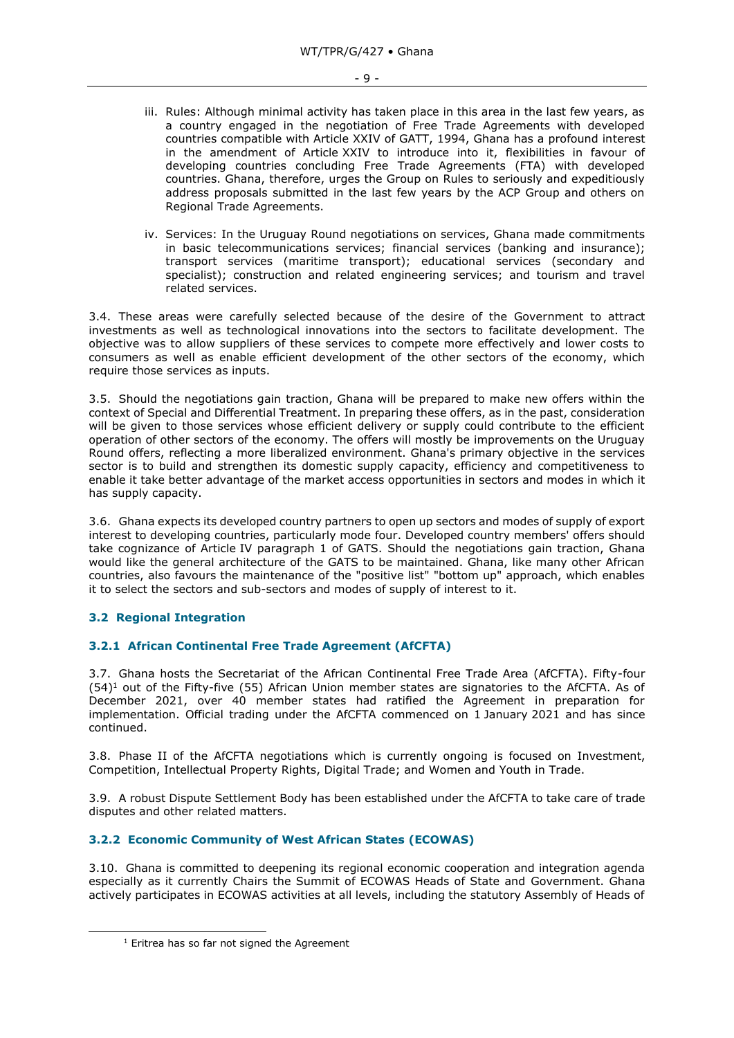iii. Rules: Although minimal activity has taken place in this area in the last few years, as a country engaged in the negotiation of Free Trade Agreements with developed countries compatible with Article XXIV of GATT, 1994, Ghana has a profound interest in the amendment of Article XXIV to introduce into it, flexibilities in favour of developing countries concluding Free Trade Agreements (FTA) with developed countries. Ghana, therefore, urges the Group on Rules to seriously and expeditiously address proposals submitted in the last few years by the ACP Group and others on Regional Trade Agreements.

iv. Services: In the Uruguay Round negotiations on services, Ghana made commitments in basic telecommunications services; financial services (banking and insurance); transport services (maritime transport); educational services (secondary and specialist); construction and related engineering services; and tourism and travel related services.

3.4. These areas were carefully selected because of the desire of the Government to attract investments as well as technological innovations into the sectors to facilitate development. The objective was to allow suppliers of these services to compete more effectively and lower costs to consumers as well as enable efficient development of the other sectors of the economy, which require those services as inputs.

3.5. Should the negotiations gain traction, Ghana will be prepared to make new offers within the context of Special and Differential Treatment. In preparing these offers, as in the past, consideration will be given to those services whose efficient delivery or supply could contribute to the efficient operation of other sectors of the economy. The offers will mostly be improvements on the Uruguay Round offers, reflecting a more liberalized environment. Ghana's primary objective in the services sector is to build and strengthen its domestic supply capacity, efficiency and competitiveness to enable it take better advantage of the market access opportunities in sectors and modes in which it has supply capacity.

3.6. Ghana expects its developed country partners to open up sectors and modes of supply of export interest to developing countries, particularly mode four. Developed country members' offers should take cognizance of Article IV paragraph 1 of GATS. Should the negotiations gain traction, Ghana would like the general architecture of the GATS to be maintained. Ghana, like many other African countries, also favours the maintenance of the "positive list" "bottom up" approach, which enables it to select the sectors and sub-sectors and modes of supply of interest to it.

## 3.2 Regional Integration

### 3.2.1 African Continental Free Trade Agreement (AfCFTA)

3.7. Ghana hosts the Secretariat of the African Continental Free Trade Area (AfCFTA). Fifty-four (54)[1] out of the Fifty-five (55) African Union member states are signatories to the AfCFTA. As of December 2021, over 40 member states had ratified the Agreement in preparation for implementation. Official trading under the AfCFTA commenced on 1 January 2021 and has since continued.

3.8. Phase II of the AfCFTA negotiations which is currently ongoing is focused on Investment, Competition, Intellectual Property Rights, Digital Trade; and Women and Youth in Trade.

3.9. A robust Dispute Settlement Body has been established under the AfCFTA to take care of trade disputes and other related matters.

### 3.2.2 Economic Community of West African States (ECOWAS)

3.10. Ghana is committed to deepening its regional economic cooperation and integration agenda especially as it currently Chairs the Summit of ECOWAS Heads of State and Government. Ghana actively participates in ECOWAS activities at all levels, including the statutory Assembly of Heads of

[1] Eritrea has so far not signed the Agreement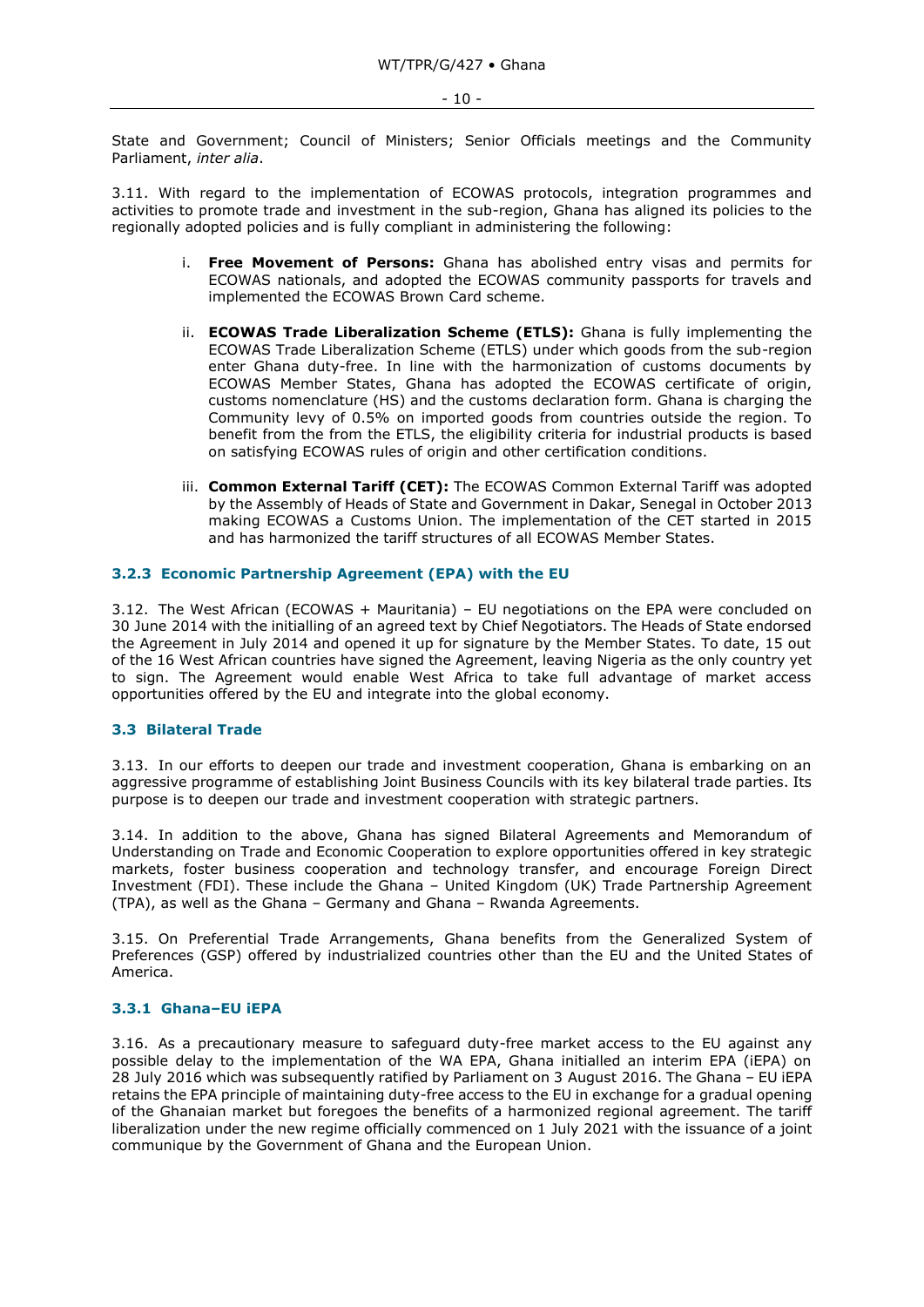State and Government; Council of Ministers; Senior Officials meetings and the Community Parliament, *inter alia*.

3.11. With regard to the implementation of ECOWAS protocols, integration programmes and activities to promote trade and investment in the sub-region, Ghana has aligned its policies to the regionally adopted policies and is fully compliant in administering the following:

i. **Free Movement of Persons:** Ghana has abolished entry visas and permits for ECOWAS nationals, and adopted the ECOWAS community passports for travels and implemented the ECOWAS Brown Card scheme.

ii. **ECOWAS Trade Liberalization Scheme (ETLS):** Ghana is fully implementing the ECOWAS Trade Liberalization Scheme (ETLS) under which goods from the sub-region enter Ghana duty-free. In line with the harmonization of customs documents by ECOWAS Member States, Ghana has adopted the ECOWAS certificate of origin, customs nomenclature (HS) and the customs declaration form. Ghana is charging the Community levy of 0.5% on imported goods from countries outside the region. To benefit from the from the ETLS, the eligibility criteria for industrial products is based on satisfying ECOWAS rules of origin and other certification conditions.

iii. **Common External Tariff (CET):** The ECOWAS Common External Tariff was adopted by the Assembly of Heads of State and Government in Dakar, Senegal in October 2013 making ECOWAS a Customs Union. The implementation of the CET started in 2015 and has harmonized the tariff structures of all ECOWAS Member States.

### 3.2.3 Economic Partnership Agreement (EPA) with the EU

3.12. The West African (ECOWAS + Mauritania) – EU negotiations on the EPA were concluded on 30 June 2014 with the initialling of an agreed text by Chief Negotiators. The Heads of State endorsed the Agreement in July 2014 and opened it up for signature by the Member States. To date, 15 out of the 16 West African countries have signed the Agreement, leaving Nigeria as the only country yet to sign. The Agreement would enable West Africa to take full advantage of market access opportunities offered by the EU and integrate into the global economy.

## 3.3 Bilateral Trade

3.13. In our efforts to deepen our trade and investment cooperation, Ghana is embarking on an aggressive programme of establishing Joint Business Councils with its key bilateral trade parties. Its purpose is to deepen our trade and investment cooperation with strategic partners.

3.14. In addition to the above, Ghana has signed Bilateral Agreements and Memorandum of Understanding on Trade and Economic Cooperation to explore opportunities offered in key strategic markets, foster business cooperation and technology transfer, and encourage Foreign Direct Investment (FDI). These include the Ghana – United Kingdom (UK) Trade Partnership Agreement (TPA), as well as the Ghana – Germany and Ghana – Rwanda Agreements.

3.15. On Preferential Trade Arrangements, Ghana benefits from the Generalized System of Preferences (GSP) offered by industrialized countries other than the EU and the United States of America.

### 3.3.1 Ghana–EU iEPA

3.16. As a precautionary measure to safeguard duty-free market access to the EU against any possible delay to the implementation of the WA EPA, Ghana initialled an interim EPA (iEPA) on 28 July 2016 which was subsequently ratified by Parliament on 3 August 2016. The Ghana – EU iEPA retains the EPA principle of maintaining duty-free access to the EU in exchange for a gradual opening of the Ghanaian market but foregoes the benefits of a harmonized regional agreement. The tariff liberalization under the new regime officially commenced on 1 July 2021 with the issuance of a joint communique by the Government of Ghana and the European Union.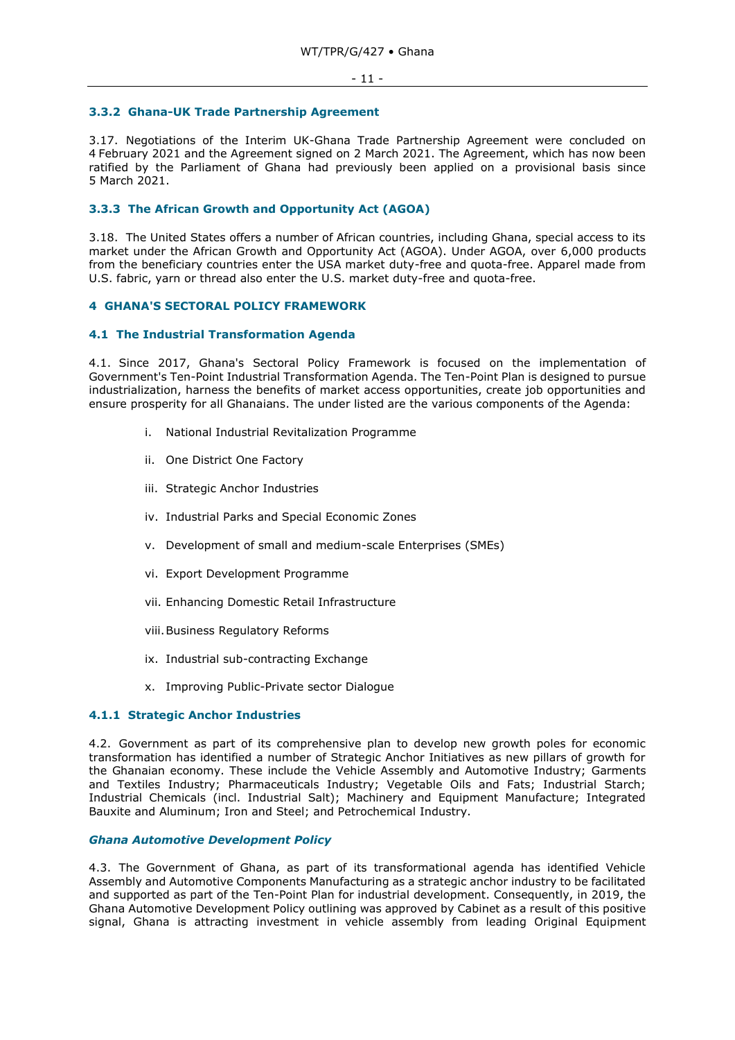### 3.3.2 Ghana-UK Trade Partnership Agreement

3.17. Negotiations of the Interim UK-Ghana Trade Partnership Agreement were concluded on 4 February 2021 and the Agreement signed on 2 March 2021. The Agreement, which has now been ratified by the Parliament of Ghana had previously been applied on a provisional basis since 5 March 2021.

### 3.3.3 The African Growth and Opportunity Act (AGOA)

3.18. The United States offers a number of African countries, including Ghana, special access to its market under the African Growth and Opportunity Act (AGOA). Under AGOA, over 6,000 products from the beneficiary countries enter the USA market duty-free and quota-free. Apparel made from U.S. fabric, yarn or thread also enter the U.S. market duty-free and quota-free.

# 4 GHANA'S SECTORAL POLICY FRAMEWORK

## 4.1 The Industrial Transformation Agenda

4.1. Since 2017, Ghana's Sectoral Policy Framework is focused on the implementation of Government's Ten-Point Industrial Transformation Agenda. The Ten-Point Plan is designed to pursue industrialization, harness the benefits of market access opportunities, create job opportunities and ensure prosperity for all Ghanaians. The under listed are the various components of the Agenda:

i. National Industrial Revitalization Programme

ii. One District One Factory

iii. Strategic Anchor Industries

iv. Industrial Parks and Special Economic Zones

v. Development of small and medium-scale Enterprises (SMEs)

vi. Export Development Programme

vii. Enhancing Domestic Retail Infrastructure

viii. Business Regulatory Reforms

ix. Industrial sub-contracting Exchange

x. Improving Public-Private sector Dialogue

### 4.1.1 Strategic Anchor Industries

4.2. Government as part of its comprehensive plan to develop new growth poles for economic transformation has identified a number of Strategic Anchor Initiatives as new pillars of growth for the Ghanaian economy. These include the Vehicle Assembly and Automotive Industry; Garments and Textiles Industry; Pharmaceuticals Industry; Vegetable Oils and Fats; Industrial Starch; Industrial Chemicals (incl. Industrial Salt); Machinery and Equipment Manufacture; Integrated Bauxite and Aluminum; Iron and Steel; and Petrochemical Industry.

***Ghana Automotive Development Policy***

4.3. The Government of Ghana, as part of its transformational agenda has identified Vehicle Assembly and Automotive Components Manufacturing as a strategic anchor industry to be facilitated and supported as part of the Ten-Point Plan for industrial development. Consequently, in 2019, the Ghana Automotive Development Policy outlining was approved by Cabinet as a result of this positive signal, Ghana is attracting investment in vehicle assembly from leading Original Equipment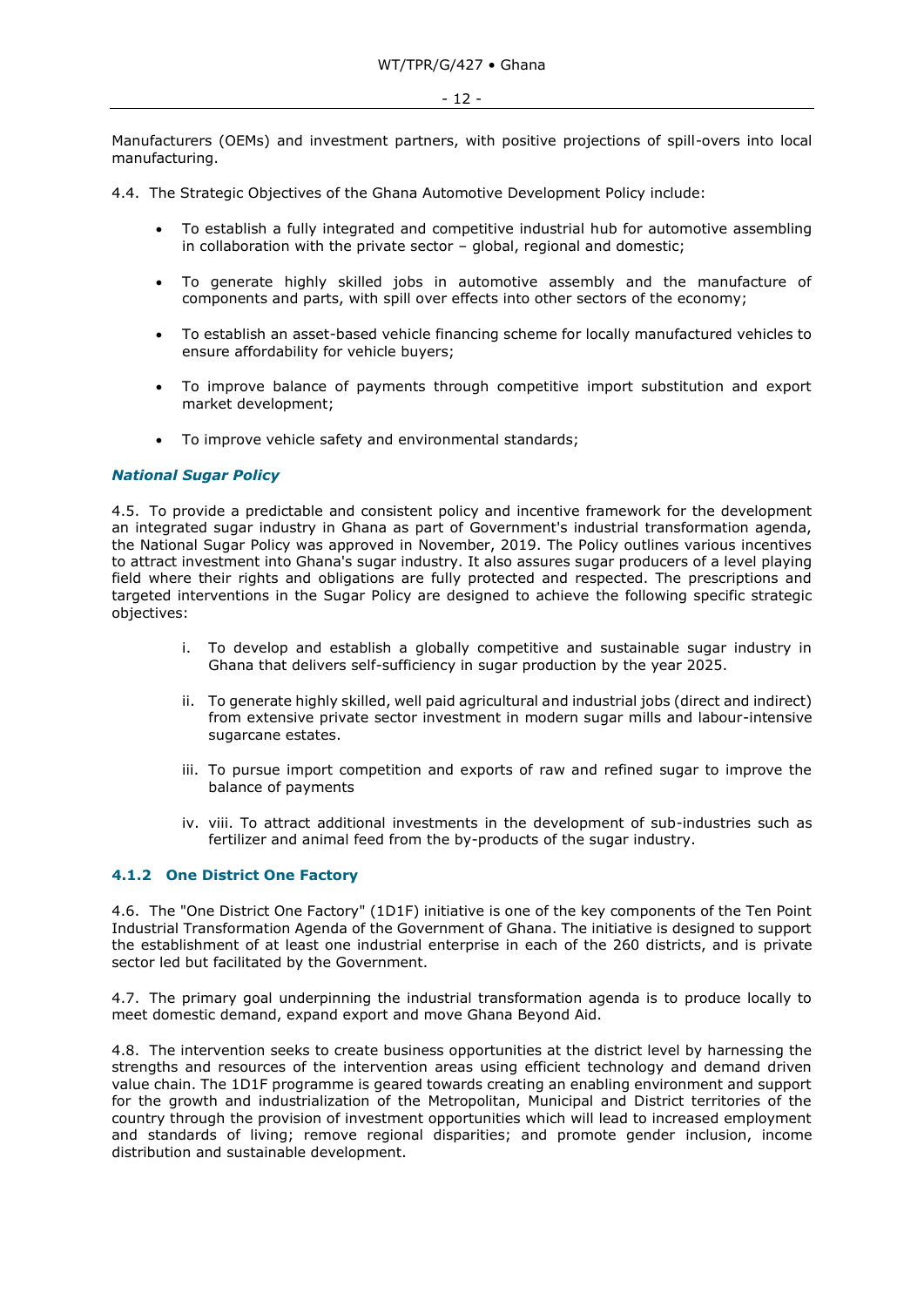Manufacturers (OEMs) and investment partners, with positive projections of spill-overs into local manufacturing.

4.4. The Strategic Objectives of the Ghana Automotive Development Policy include:

- To establish a fully integrated and competitive industrial hub for automotive assembling in collaboration with the private sector – global, regional and domestic;
- To generate highly skilled jobs in automotive assembly and the manufacture of components and parts, with spill over effects into other sectors of the economy;
- To establish an asset-based vehicle financing scheme for locally manufactured vehicles to ensure affordability for vehicle buyers;
- To improve balance of payments through competitive import substitution and export market development;
- To improve vehicle safety and environmental standards;

***National Sugar Policy***

4.5. To provide a predictable and consistent policy and incentive framework for the development an integrated sugar industry in Ghana as part of Government's industrial transformation agenda, the National Sugar Policy was approved in November, 2019. The Policy outlines various incentives to attract investment into Ghana's sugar industry. It also assures sugar producers of a level playing field where their rights and obligations are fully protected and respected. The prescriptions and targeted interventions in the Sugar Policy are designed to achieve the following specific strategic objectives:

i. To develop and establish a globally competitive and sustainable sugar industry in Ghana that delivers self-sufficiency in sugar production by the year 2025.

ii. To generate highly skilled, well paid agricultural and industrial jobs (direct and indirect) from extensive private sector investment in modern sugar mills and labour-intensive sugarcane estates.

iii. To pursue import competition and exports of raw and refined sugar to improve the balance of payments

iv. viii. To attract additional investments in the development of sub-industries such as fertilizer and animal feed from the by-products of the sugar industry.

### 4.1.2 One District One Factory

4.6. The "One District One Factory" (1D1F) initiative is one of the key components of the Ten Point Industrial Transformation Agenda of the Government of Ghana. The initiative is designed to support the establishment of at least one industrial enterprise in each of the 260 districts, and is private sector led but facilitated by the Government.

4.7. The primary goal underpinning the industrial transformation agenda is to produce locally to meet domestic demand, expand export and move Ghana Beyond Aid.

4.8. The intervention seeks to create business opportunities at the district level by harnessing the strengths and resources of the intervention areas using efficient technology and demand driven value chain. The 1D1F programme is geared towards creating an enabling environment and support for the growth and industrialization of the Metropolitan, Municipal and District territories of the country through the provision of investment opportunities which will lead to increased employment and standards of living; remove regional disparities; and promote gender inclusion, income distribution and sustainable development.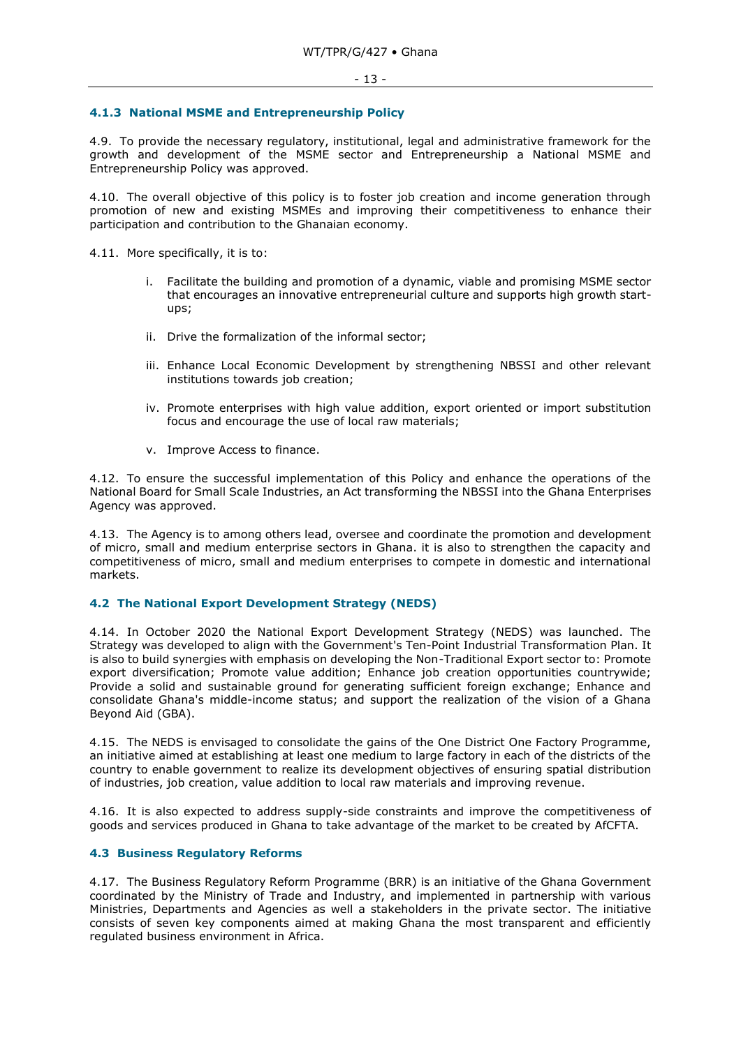### 4.1.3 National MSME and Entrepreneurship Policy

4.9. To provide the necessary regulatory, institutional, legal and administrative framework for the growth and development of the MSME sector and Entrepreneurship a National MSME and Entrepreneurship Policy was approved.

4.10. The overall objective of this policy is to foster job creation and income generation through promotion of new and existing MSMEs and improving their competitiveness to enhance their participation and contribution to the Ghanaian economy.

4.11. More specifically, it is to:

i. Facilitate the building and promotion of a dynamic, viable and promising MSME sector that encourages an innovative entrepreneurial culture and supports high growth start-ups;

ii. Drive the formalization of the informal sector;

iii. Enhance Local Economic Development by strengthening NBSSI and other relevant institutions towards job creation;

iv. Promote enterprises with high value addition, export oriented or import substitution focus and encourage the use of local raw materials;

v. Improve Access to finance.

4.12. To ensure the successful implementation of this Policy and enhance the operations of the National Board for Small Scale Industries, an Act transforming the NBSSI into the Ghana Enterprises Agency was approved.

4.13. The Agency is to among others lead, oversee and coordinate the promotion and development of micro, small and medium enterprise sectors in Ghana. it is also to strengthen the capacity and competitiveness of micro, small and medium enterprises to compete in domestic and international markets.

## 4.2 The National Export Development Strategy (NEDS)

4.14. In October 2020 the National Export Development Strategy (NEDS) was launched. The Strategy was developed to align with the Government's Ten-Point Industrial Transformation Plan. It is also to build synergies with emphasis on developing the Non-Traditional Export sector to: Promote export diversification; Promote value addition; Enhance job creation opportunities countrywide; Provide a solid and sustainable ground for generating sufficient foreign exchange; Enhance and consolidate Ghana's middle-income status; and support the realization of the vision of a Ghana Beyond Aid (GBA).

4.15. The NEDS is envisaged to consolidate the gains of the One District One Factory Programme, an initiative aimed at establishing at least one medium to large factory in each of the districts of the country to enable government to realize its development objectives of ensuring spatial distribution of industries, job creation, value addition to local raw materials and improving revenue.

4.16. It is also expected to address supply-side constraints and improve the competitiveness of goods and services produced in Ghana to take advantage of the market to be created by AfCFTA.

## 4.3 Business Regulatory Reforms

4.17. The Business Regulatory Reform Programme (BRR) is an initiative of the Ghana Government coordinated by the Ministry of Trade and Industry, and implemented in partnership with various Ministries, Departments and Agencies as well a stakeholders in the private sector. The initiative consists of seven key components aimed at making Ghana the most transparent and efficiently regulated business environment in Africa.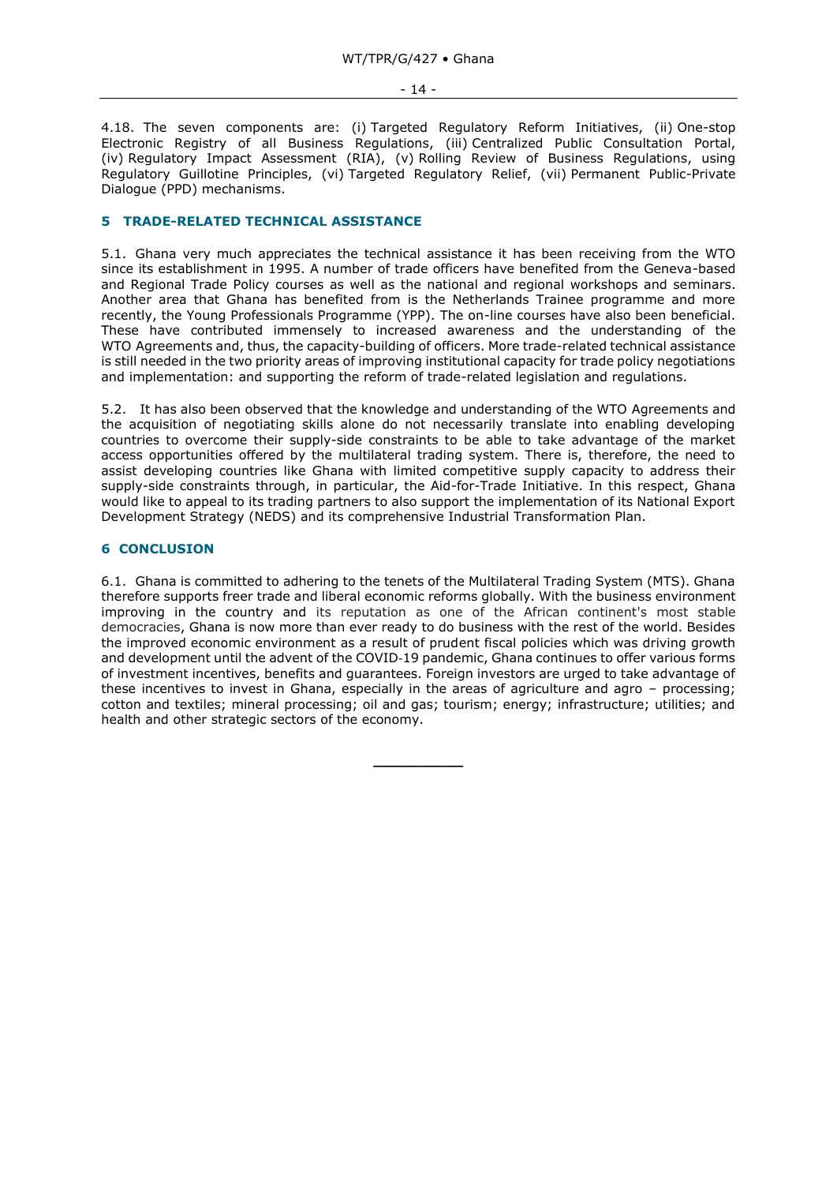4.18. The seven components are: (i) Targeted Regulatory Reform Initiatives, (ii) One-stop Electronic Registry of all Business Regulations, (iii) Centralized Public Consultation Portal, (iv) Regulatory Impact Assessment (RIA), (v) Rolling Review of Business Regulations, using Regulatory Guillotine Principles, (vi) Targeted Regulatory Relief, (vii) Permanent Public-Private Dialogue (PPD) mechanisms.

## 5 TRADE-RELATED TECHNICAL ASSISTANCE

5.1. Ghana very much appreciates the technical assistance it has been receiving from the WTO since its establishment in 1995. A number of trade officers have benefited from the Geneva-based and Regional Trade Policy courses as well as the national and regional workshops and seminars. Another area that Ghana has benefited from is the Netherlands Trainee programme and more recently, the Young Professionals Programme (YPP). The on-line courses have also been beneficial. These have contributed immensely to increased awareness and the understanding of the WTO Agreements and, thus, the capacity-building of officers. More trade-related technical assistance is still needed in the two priority areas of improving institutional capacity for trade policy negotiations and implementation: and supporting the reform of trade-related legislation and regulations.

5.2. It has also been observed that the knowledge and understanding of the WTO Agreements and the acquisition of negotiating skills alone do not necessarily translate into enabling developing countries to overcome their supply-side constraints to be able to take advantage of the market access opportunities offered by the multilateral trading system. There is, therefore, the need to assist developing countries like Ghana with limited competitive supply capacity to address their supply-side constraints through, in particular, the Aid-for-Trade Initiative. In this respect, Ghana would like to appeal to its trading partners to also support the implementation of its National Export Development Strategy (NEDS) and its comprehensive Industrial Transformation Plan.

## 6 CONCLUSION

6.1. Ghana is committed to adhering to the tenets of the Multilateral Trading System (MTS). Ghana therefore supports freer trade and liberal economic reforms globally. With the business environment improving in the country and its reputation as one of the African continent's most stable democracies, Ghana is now more than ever ready to do business with the rest of the world. Besides the improved economic environment as a result of prudent fiscal policies which was driving growth and development until the advent of the COVID-19 pandemic, Ghana continues to offer various forms of investment incentives, benefits and guarantees. Foreign investors are urged to take advantage of these incentives to invest in Ghana, especially in the areas of agriculture and agro – processing; cotton and textiles; mineral processing; oil and gas; tourism; energy; infrastructure; utilities; and health and other strategic sectors of the economy.

__________